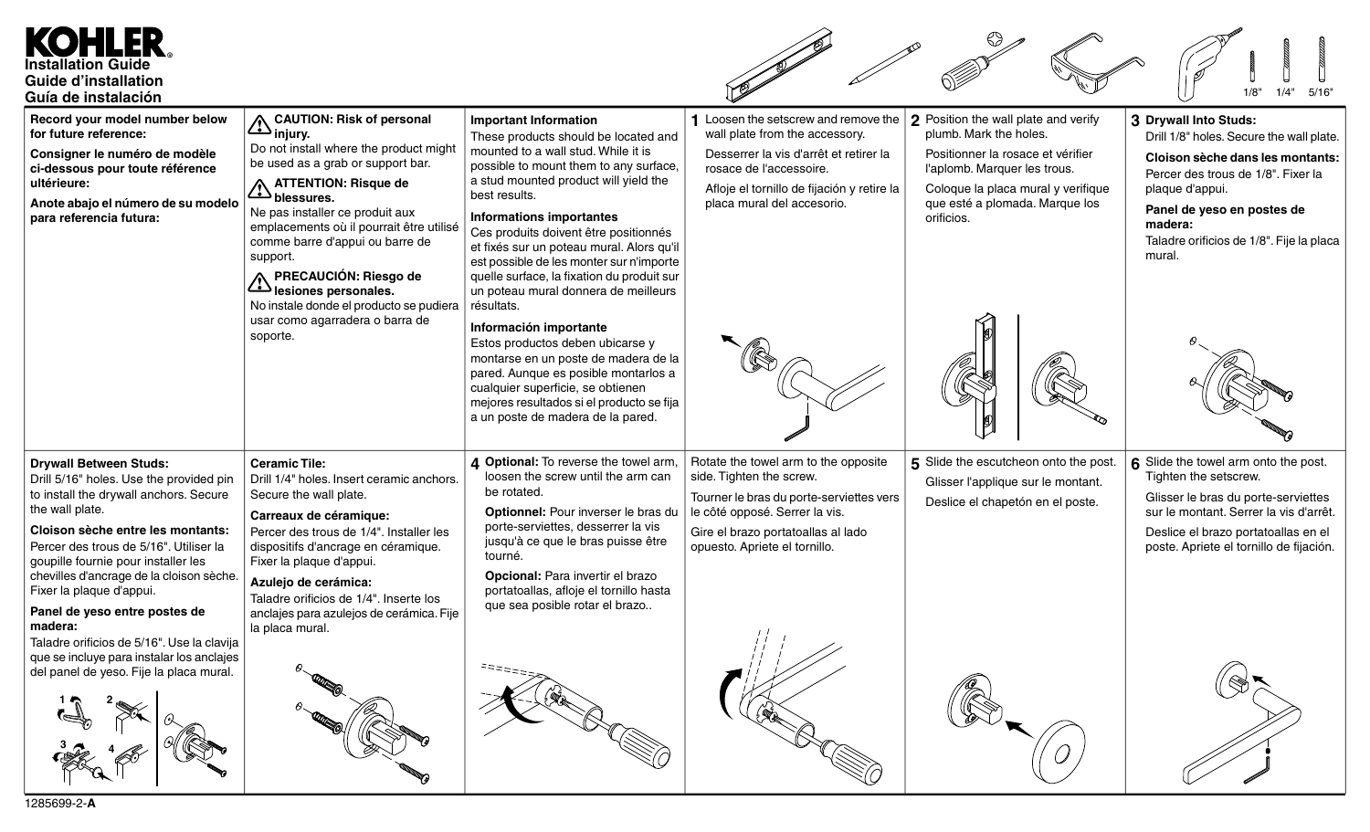# KOHLER

**Installation Guide**
**Guide d'installation**
**Guía de instalación**

1/8" 1/4" 5/16"

**Record your model number below for future reference:**

**Consigner le numéro de modèle ci-dessous pour toute référence ultérieure:**

**Anote abajo el número de su modelo para referencia futura:**

**CAUTION: Risk of personal injury.**
Do not install where the product might be used as a grab or support bar.

**ATTENTION: Risque de blessures.**
Ne pas installer ce produit aux emplacements où il pourrait être utilisé comme barre d'appui ou barre de support.

**PRECAUCIÓN: Riesgo de lesiones personales.**
No instale donde el producto se pudiera usar como agarradera o barra de soporte.

**Important Information**
These products should be located and mounted to a wall stud. While it is possible to mount them to any surface, a stud mounted product will yield the best results.

**Informations importantes**
Ces produits doivent être positionnés et fixés sur un poteau mural. Alors qu'il est possible de les monter sur n'importe quelle surface, la fixation du produit sur un poteau mural donnera de meilleurs résultats.

**Información importante**
Estos productos deben ubicarse y montarse en un poste de madera de la pared. Aunque es posible montarlos a cualquier superficie, se obtienen mejores resultados si el producto se fija a un poste de madera de la pared.

**1** Loosen the setscrew and remove the wall plate from the accessory.

Desserrer la vis d'arrêt et retirer la rosace de l'accessoire.

Afloje el tornillo de fijación y retire la placa mural del accesorio.

**2** Position the wall plate and verify plumb. Mark the holes.

Positionner la rosace et vérifier l'aplomb. Marquer les trous.

Coloque la placa mural y verifique que esté a plomada. Marque los orificios.

**3 Drywall Into Studs:**
Drill 1/8" holes. Secure the wall plate.

**Cloison sèche dans les montants:**
Percer des trous de 1/8". Fixer la plaque d'appui.

**Panel de yeso en postes de madera:**
Taladre orificios de 1/8". Fije la placa mural.

**Drywall Between Studs:**
Drill 5/16" holes. Use the provided pin to install the drywall anchors. Secure the wall plate.

**Cloison sèche entre les montants:**
Percer des trous de 5/16". Utiliser la goupille fournie pour installer les chevilles d'ancrage de la cloison sèche. Fixer la plaque d'appui.

**Panel de yeso entre postes de madera:**
Taladre orificios de 5/16". Use la clavija que se incluye para instalar los anclajes del panel de yeso. Fije la placa mural.

**Ceramic Tile:**
Drill 1/4" holes. Insert ceramic anchors. Secure the wall plate.

**Carreaux de céramique:**
Percer des trous de 1/4". Installer les dispositifs d'ancrage en céramique. Fixer la plaque d'appui.

**Azulejo de cerámica:**
Taladre orificios de 1/4". Inserte los anclajes para azulejos de cerámica. Fije la placa mural.

**4 Optional:** To reverse the towel arm, loosen the screw until the arm can be rotated.

**Optionnel:** Pour inverser le bras du porte-serviettes, desserrer la vis jusqu'à ce que le bras puisse être tourné.

**Opcional:** Para invertir el brazo portatoallas, afloje el tornillo hasta que sea posible rotar el brazo..

Rotate the towel arm to the opposite side. Tighten the screw.

Tourner le bras du porte-serviettes vers le côté opposé. Serrer la vis.

Gire el brazo portatoallas al lado opuesto. Apriete el tornillo.

**5** Slide the escutcheon onto the post.

Glisser l'applique sur le montant.

Deslice el chapetón en el poste.

**6** Slide the towel arm onto the post. Tighten the setscrew.

Glisser le bras du porte-serviettes sur le montant. Serrer la vis d'arrêt.

Deslice el brazo portatoallas en el poste. Apriete el tornillo de fijación.

1285699-2-**A**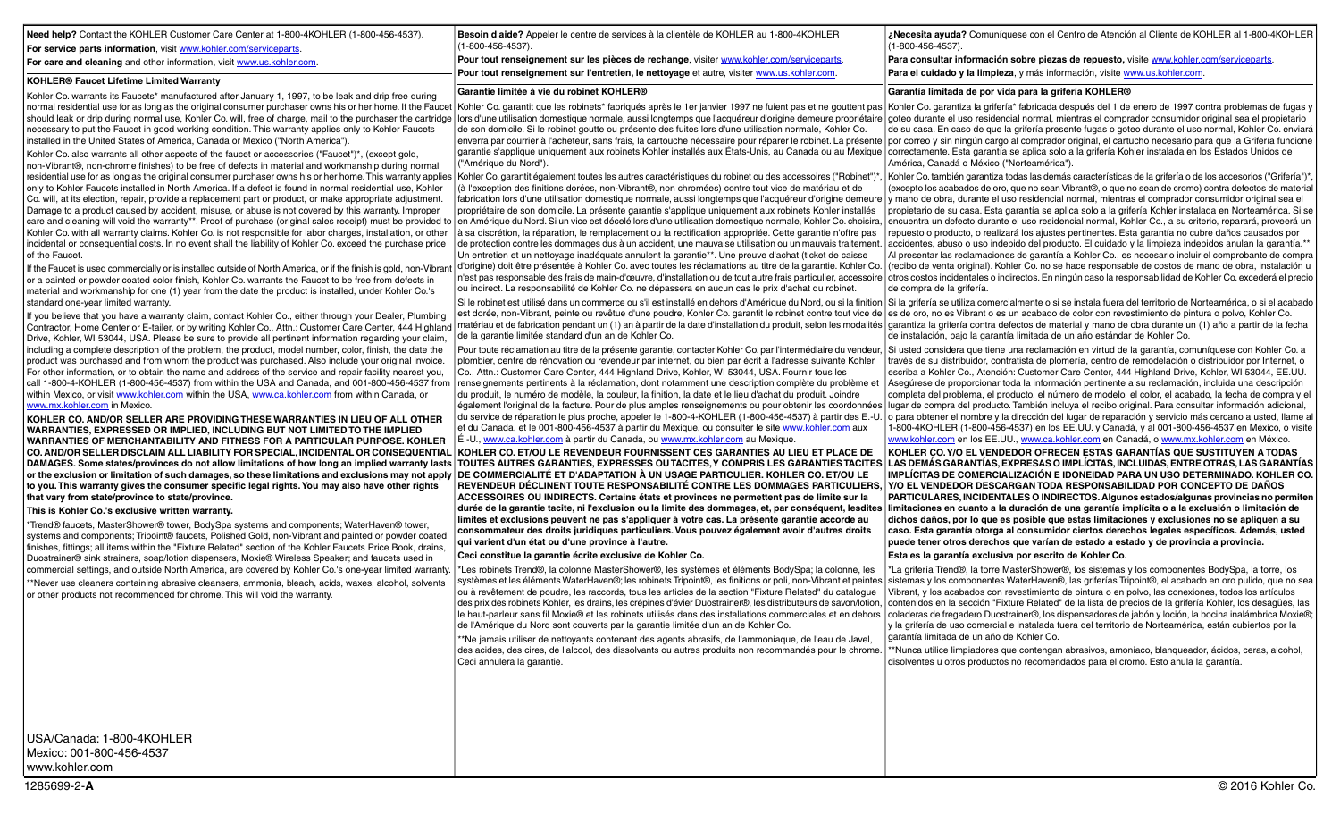**Need help?** Contact the KOHLER Customer Care Center at 1-800-4KOHLER (1-800-456-4537).

**For service parts information**, visit www.kohler.com/serviceparts.

**For care and cleaning** and other information, visit www.us.kohler.com.

## KOHLER® Faucet Lifetime Limited Warranty

Kohler Co. warrants its Faucets* manufactured after January 1, 1997, to be leak and drip free during normal residential use for as long as the original consumer purchaser owns his or her home. If the Faucet should leak or drip during normal use, Kohler Co. will, free of charge, mail to the purchaser the cartridge necessary to put the Faucet in good working condition. This warranty applies only to Kohler Faucets installed in the United States of America, Canada or Mexico ("North America").

Kohler Co. also warrants all other aspects of the faucet or accessories ("Faucet")*, (except gold, non-Vibrant®, non-chrome finishes) to be free of defects in material and workmanship during normal residential use for as long as the original consumer purchaser owns his or her home. This warranty applies only to Kohler Faucets installed in North America. If a defect is found in normal residential use, Kohler Co. will, at its election, repair, provide a replacement part or product, or make appropriate adjustment. Damage to a product caused by accident, misuse, or abuse is not covered by this warranty. Improper care and cleaning will void the warranty**. Proof of purchase (original sales receipt) must be provided to Kohler Co. with all warranty claims. Kohler Co. is not responsible for labor charges, installation, or other incidental or consequential costs. In no event shall the liability of Kohler Co. exceed the purchase price of the Faucet.

If the Faucet is used commercially or is installed outside of North America, or if the finish is gold, non-Vibrant or a painted or powder coated color finish, Kohler Co. warrants the Faucet to be free from defects in material and workmanship for one (1) year from the date the product is installed, under Kohler Co.'s standard one-year limited warranty.

If you believe that you have a warranty claim, contact Kohler Co., either through your Dealer, Plumbing Contractor, Home Center or E-tailer, or by writing Kohler Co., Attn.: Customer Care Center, 444 Highland Drive, Kohler, WI 53044, USA. Please be sure to provide all pertinent information regarding your claim, including a complete description of the problem, the product, model number, color, finish, the date the product was purchased and from whom the product was purchased. Also include your original invoice. For other information, or to obtain the name and address of the service and repair facility nearest you, call 1-800-4-KOHLER (1-800-456-4537) from within the USA and Canada, and 001-800-456-4537 from within Mexico, or visit www.kohler.com within the USA, www.ca.kohler.com from within Canada, or www.mx.kohler.com in Mexico.

**KOHLER CO. AND/OR SELLER ARE PROVIDING THESE WARRANTIES IN LIEU OF ALL OTHER WARRANTIES, EXPRESSED OR IMPLIED, INCLUDING BUT NOT LIMITED TO THE IMPLIED WARRANTIES OF MERCHANTABILITY AND FITNESS FOR A PARTICULAR PURPOSE. KOHLER CO. AND/OR SELLER DISCLAIM ALL LIABILITY FOR SPECIAL, INCIDENTAL OR CONSEQUENTIAL DAMAGES. Some states/provinces do not allow limitations of how long an implied warranty lasts or the exclusion or limitation of such damages, so these limitations and exclusions may not apply to you. This warranty gives the consumer specific legal rights. You may also have other rights that vary from state/province to state/province.**

**This is Kohler Co.'s exclusive written warranty.**

*Trend® faucets, MasterShower® tower, BodySpa systems and components; WaterHaven® tower, systems and components; Tripoint® faucets, Polished Gold, non-Vibrant and painted or powder coated finishes, fittings; all items within the "Fixture Related" section of the Kohler Faucets Price Book, drains, Duostrainer® sink strainers, soap/lotion dispensers, Moxie® Wireless Speaker; and faucets used in commercial settings, and outside North America, are covered by Kohler Co.'s one-year limited warranty.

**Never use cleaners containing abrasive cleansers, ammonia, bleach, acids, waxes, alcohol, solvents or other products not recommended for chrome. This will void the warranty.

USA/Canada: 1-800-4KOHLER
Mexico: 001-800-456-4537
www.kohler.com

**Besoin d'aide?** Appeler le centre de services à la clientèle de KOHLER au 1-800-4KOHLER (1-800-456-4537).

**Pour tout renseignement sur les pièces de rechange**, visiter www.kohler.com/serviceparts.

**Pour tout renseignement sur l'entretien, le nettoyage** et autre, visiter www.us.kohler.com.

## Garantie limitée à vie du robinet KOHLER®

Kohler Co. garantit que les robinets* fabriqués après le 1er janvier 1997 ne fuient pas et ne gouttent pas lors d'une utilisation domestique normale, aussi longtemps que l'acquéreur d'origine demeure propriétaire de son domicile. Si le robinet goutte ou présente des fuites lors d'une utilisation normale, Kohler Co. enverra par courrier à l'acheteur, sans frais, la cartouche nécessaire pour réparer le robinet. La présente garantie s'applique uniquement aux robinets Kohler installés aux États-Unis, au Canada ou au Mexique ("Amérique du Nord").

Kohler Co. garantit également toutes les autres caractéristiques du robinet ou des accessoires ("Robinet")*, (à l'exception des finitions dorées, non-Vibrant®, non chromées) contre tout vice de matériau et de fabrication lors d'une utilisation domestique normale, aussi longtemps que l'acquéreur d'origine demeure propriétaire de son domicile. La présente garantie s'applique uniquement aux robinets Kohler installés en Amérique du Nord. Si un vice est décelé lors d'une utilisation domestique normale, Kohler Co. choisira, à sa discrétion, la réparation, le remplacement ou la rectification appropriée. Cette garantie n'offre pas de protection contre les dommages dus à un accident, une mauvaise utilisation ou un mauvais traitement. Un entretien et un nettoyage inadéquats annulent la garantie**. Une preuve d'achat (ticket de caisse d'origine) doit être présentée à Kohler Co. avec toutes les réclamations au titre de la garantie. Kohler Co. n'est pas responsable des frais de main-d'œuvre, d'installation ou de tout autre frais particulier, accessoire ou indirect. La responsabilité de Kohler Co. ne dépassera en aucun cas le prix d'achat du robinet.

Si le robinet est utilisé dans un commerce ou s'il est installé en dehors d'Amérique du Nord, ou si la finition est dorée, non-Vibrant, peinte ou revêtue d'une poudre, Kohler Co. garantit le robinet contre tout vice de matériau et de fabrication pendant un (1) an à partir de la date d'installation du produit, selon les modalités de la garantie limitée standard d'un an de Kohler Co.

Pour toute réclamation au titre de la présente garantie, contacter Kohler Co. par l'intermédiaire du vendeur, plombier, centre de rénovation ou revendeur par internet, ou bien par écrit à l'adresse suivante Kohler Co., Attn.: Customer Care Center, 444 Highland Drive, Kohler, WI 53044, USA. Fournir tous les renseignements pertinents à la réclamation, dont notamment une description complète du problème et du produit, le numéro de modèle, la couleur, la finition, la date et le lieu d'achat du produit. Joindre également l'original de la facture. Pour de plus amples renseignements ou pour obtenir les coordonnées du service de réparation le plus proche, appeler le 1-800-4-KOHLER (1-800-456-4537) à partir des E.-U. et du Canada, et le 001-800-456-4537 à partir du Mexique, ou consulter le site www.kohler.com aux É.-U., www.ca.kohler.com à partir du Canada, ou www.mx.kohler.com au Mexique.

**KOHLER CO. ET/OU LE REVENDEUR FOURNISSENT CES GARANTIES AU LIEU ET PLACE DE TOUTES AUTRES GARANTIES, EXPRESSES OU TACITES, Y COMPRIS LES GARANTIES TACITES DE COMMERCIALITÉ ET D'ADAPTATION À UN USAGE PARTICULIER. KOHLER CO. ET/OU LE REVENDEUR DÉCLINENT TOUTE RESPONSABILITÉ CONTRE LES DOMMAGES PARTICULIERS, ACCESSOIRES OU INDIRECTS. Certains états et provinces ne permettent pas de limite sur la durée de la garantie tacite, ni l'exclusion ou la limite des dommages, et, par conséquent, lesdites limites et exclusions peuvent ne pas s'appliquer à votre cas. La présente garantie accorde au consommateur des droits juridiques particuliers. Vous pouvez également avoir d'autres droits qui varient d'un état ou d'une province à l'autre.**

**Ceci constitue la garantie écrite exclusive de Kohler Co.**

*Les robinets Trend®, la colonne MasterShower®, les systèmes et éléments BodySpa; la colonne, les systèmes et les éléments WaterHaven®, les robinets Tripoint®, les finitions or poli, non-Vibrant et peintes ou à revêtement de poudre, les raccords, tous les articles de la section "Fixture Related" du catalogue des prix des robinets Kohler, les drains, les crépines d'évier Duostrainer®, les distributeurs de savon/lotion, le haut-parleur sans fil Moxie® et les robinets utilisés dans des installations commerciales et en dehors de l'Amérique du Nord sont couverts par la garantie limitée d'un an de Kohler Co.

**Ne jamais utiliser de nettoyants contenant des agents abrasifs, de l'ammoniaque, de l'eau de Javel, des acides, des cires, de l'alcool, des dissolvants ou autres produits non recommandés pour le chrome. Ceci annulera la garantie.

**¿Necesita ayuda?** Comuníquese con el Centro de Atención al Cliente de KOHLER al 1-800-4KOHLER (1-800-456-4537).

**Para consultar información sobre piezas de repuesto,** visite www.kohler.com/serviceparts.

**Para el cuidado y la limpieza**, y más información, visite www.us.kohler.com.

## Garantía limitada de por vida para la grifería KOHLER®

Kohler Co. garantiza la grifería* fabricada después del 1 de enero de 1997 contra problemas de fugas y goteo durante el uso residencial normal, mientras el comprador consumidor original sea el propietario de su casa. En caso de que la grifería presente fugas o goteo durante el uso normal, Kohler Co. enviará por correo y sin ningún cargo al comprador original, el cartucho necesario para que la Grifería funcione correctamente. Esta garantía se aplica solo a la grifería Kohler instalada en los Estados Unidos de América, Canadá o México ("Norteamérica").

Kohler Co. también garantiza todas las demás características de la grifería o de los accesorios ("Grifería")*, (excepto los acabados de oro, que no sean Vibrant®, o que no sean de cromo) contra defectos de material y mano de obra, durante el uso residencial normal, mientras el comprador consumidor original sea el propietario de su casa. Esta garantía se aplica solo a la grifería Kohler instalada en Norteamérica. Si se encuentra un defecto durante el uso residencial normal, Kohler Co., a su criterio, reparará, proveerá un repuesto o producto, o realizará los ajustes pertinentes. Esta garantía no cubre daños causados por accidentes, abuso o uso indebido del producto. El cuidado y la limpieza indebidos anulan la garantía.** Al presentar las reclamaciones de garantía a Kohler Co., es necesario incluir el comprobante de compra (recibo de venta original). Kohler Co. no se hace responsable de costos de mano de obra, instalación u otros costos incidentales o indirectos. En ningún caso la responsabilidad de Kohler Co. excederá el precio de compra de la grifería.

Si la grifería se utiliza comercialmente o si se instala fuera del territorio de Norteamérica, o si el acabado es de oro, no es Vibrant o es un acabado de color con revestimiento de pintura o polvo, Kohler Co. garantiza la grifería contra defectos de material y mano de obra durante un (1) año a partir de la fecha de instalación, bajo la garantía limitada de un año estándar de Kohler Co.

Si usted considera que tiene una reclamación en virtud de la garantía, comuníquese con Kohler Co. a través de su distribuidor, contratista de plomería, centro de remodelación o distribuidor por Internet, o escriba a Kohler Co., Atención: Customer Care Center, 444 Highland Drive, Kohler, WI 53044, EE.UU. Asegúrese de proporcionar toda la información pertinente a su reclamación, incluida una descripción completa del problema, el producto, el número de modelo, el color, el acabado, la fecha de compra y el lugar de compra del producto. También incluya el recibo original. Para consultar información adicional, o para obtener el nombre y la dirección del lugar de reparación y servicio más cercano a usted, llame al 1-800-4KOHLER (1-800-456-4537) en los EE.UU. y Canadá, y al 001-800-456-4537 en México, o visite www.kohler.com en los EE.UU., www.ca.kohler.com en Canadá, o www.mx.kohler.com en México.

**KOHLER CO. Y/O EL VENDEDOR OFRECEN ESTAS GARANTÍAS QUE SUSTITUYEN A TODAS LAS DEMÁS GARANTÍAS, EXPRESAS O IMPLÍCITAS, INCLUIDAS, ENTRE OTRAS, LAS GARANTÍAS IMPLÍCITAS DE COMERCIALIZACIÓN E IDONEIDAD PARA UN USO DETERMINADO. KOHLER CO. Y/O EL VENDEDOR DESCARGAN TODA RESPONSABILIDAD POR CONCEPTO DE DAÑOS PARTICULARES, INCIDENTALES O INDIRECTOS. Algunos estados/algunas provincias no permiten limitaciones en cuanto a la duración de una garantía implícita o a la exclusión o limitación de dichos daños, por lo que es posible que estas limitaciones y exclusiones no se apliquen a su caso. Esta garantía otorga al consumidor ciertos derechos legales específicos. Además, usted puede tener otros derechos que varían de estado a estado y de provincia a provincia.**

**Esta es la garantía exclusiva por escrito de Kohler Co.**

*La grifería Trend®, la torre MasterShower®, los sistemas y los componentes BodySpa, la torre, los sistemas y los componentes WaterHaven®, las griferías Tripoint®, el acabado en oro pulido, que no sea Vibrant, y los acabados con revestimiento de pintura o en polvo, las conexiones, todos los artículos contenidos en la sección "Fixture Related" de la lista de precios de la grifería Kohler, los desagües, las coladeras de fregadero Duostrainer®, los dispensadores de jabón y loción, la bocina inalámbrica Moxie®; y la grifería de uso comercial e instalada fuera del territorio de Norteamérica, están cubiertos por la garantía limitada de un año de Kohler Co.

**Nunca utilice limpiadores que contengan abrasivos, amoniaco, blanqueador, ácidos, ceras, alcohol, disolventes u otros productos no recomendados para el cromo. Esto anula la garantía.

1285699-2-**A**

© 2016 Kohler Co.